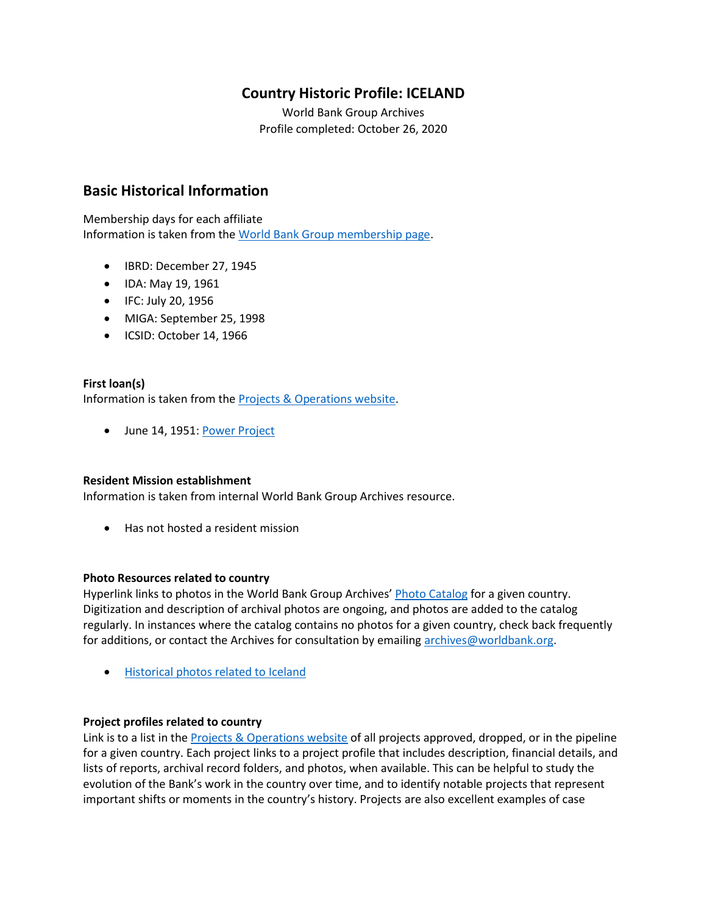# Country Historic Profile: ICELAND

World Bank Group Archives
Profile completed: October 26, 2020

## Basic Historical Information

Membership days for each affiliate
Information is taken from the World Bank Group membership page.

- IBRD: December 27, 1945
- IDA: May 19, 1961
- IFC: July 20, 1956
- MIGA: September 25, 1998
- ICSID: October 14, 1966

**First loan(s)**
Information is taken from the Projects & Operations website.

- June 14, 1951: Power Project

**Resident Mission establishment**
Information is taken from internal World Bank Group Archives resource.

- Has not hosted a resident mission

**Photo Resources related to country**
Hyperlink links to photos in the World Bank Group Archives' Photo Catalog for a given country. Digitization and description of archival photos are ongoing, and photos are added to the catalog regularly. In instances where the catalog contains no photos for a given country, check back frequently for additions, or contact the Archives for consultation by emailing archives@worldbank.org.

- Historical photos related to Iceland

**Project profiles related to country**
Link is to a list in the Projects & Operations website of all projects approved, dropped, or in the pipeline for a given country. Each project links to a project profile that includes description, financial details, and lists of reports, archival record folders, and photos, when available. This can be helpful to study the evolution of the Bank's work in the country over time, and to identify notable projects that represent important shifts or moments in the country's history. Projects are also excellent examples of case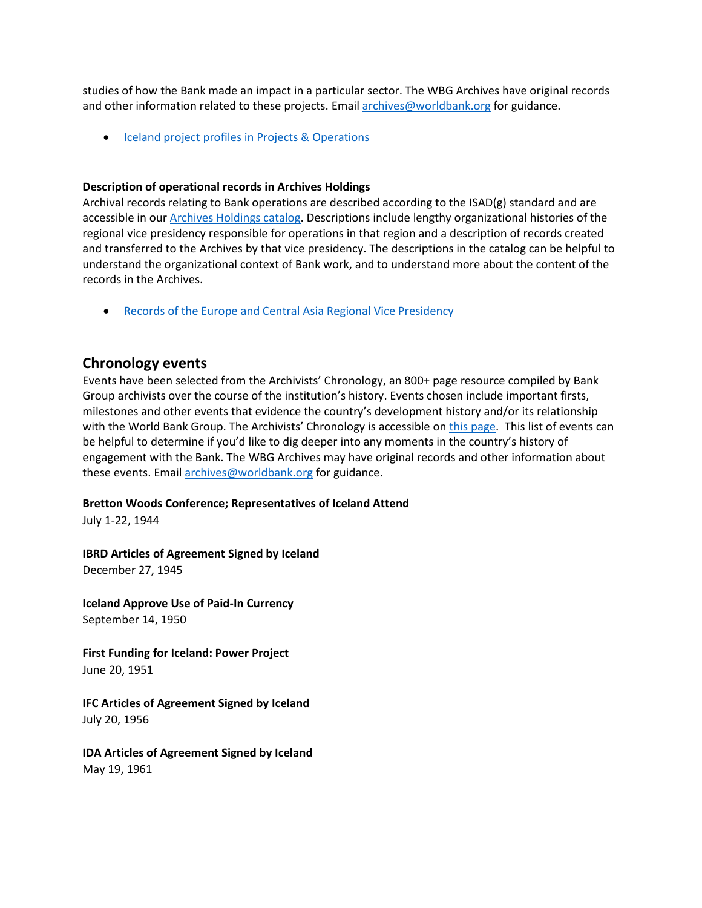studies of how the Bank made an impact in a particular sector. The WBG Archives have original records and other information related to these projects. Email archives@worldbank.org for guidance.

- Iceland project profiles in Projects & Operations

**Description of operational records in Archives Holdings**

Archival records relating to Bank operations are described according to the ISAD(g) standard and are accessible in our Archives Holdings catalog. Descriptions include lengthy organizational histories of the regional vice presidency responsible for operations in that region and a description of records created and transferred to the Archives by that vice presidency. The descriptions in the catalog can be helpful to understand the organizational context of Bank work, and to understand more about the content of the records in the Archives.

- Records of the Europe and Central Asia Regional Vice Presidency

## Chronology events

Events have been selected from the Archivists' Chronology, an 800+ page resource compiled by Bank Group archivists over the course of the institution's history. Events chosen include important firsts, milestones and other events that evidence the country's development history and/or its relationship with the World Bank Group. The Archivists' Chronology is accessible on this page. This list of events can be helpful to determine if you'd like to dig deeper into any moments in the country's history of engagement with the Bank. The WBG Archives may have original records and other information about these events. Email archives@worldbank.org for guidance.

**Bretton Woods Conference; Representatives of Iceland Attend**
July 1-22, 1944

**IBRD Articles of Agreement Signed by Iceland**
December 27, 1945

**Iceland Approve Use of Paid-In Currency**
September 14, 1950

**First Funding for Iceland: Power Project**
June 20, 1951

**IFC Articles of Agreement Signed by Iceland**
July 20, 1956

**IDA Articles of Agreement Signed by Iceland**
May 19, 1961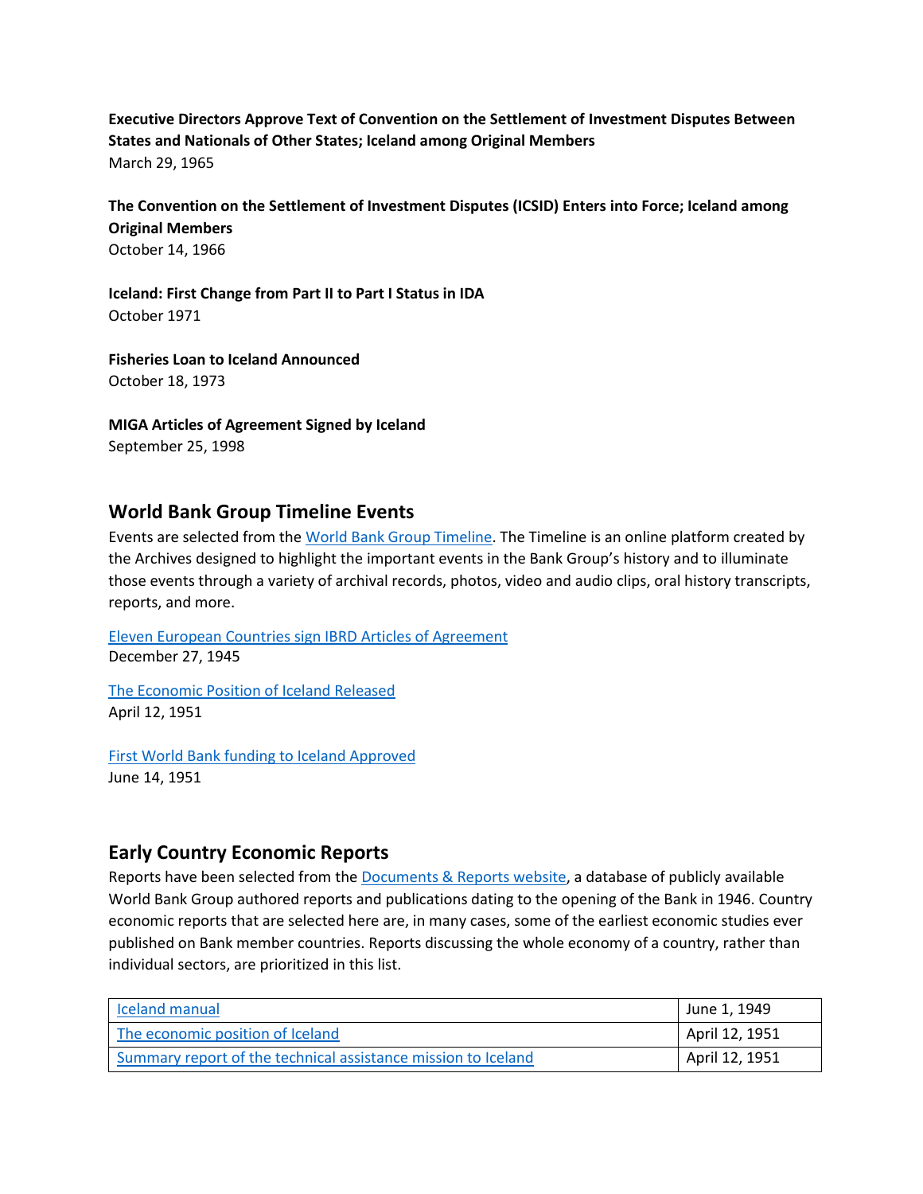**Executive Directors Approve Text of Convention on the Settlement of Investment Disputes Between States and Nationals of Other States; Iceland among Original Members**
March 29, 1965

**The Convention on the Settlement of Investment Disputes (ICSID) Enters into Force; Iceland among Original Members**
October 14, 1966

**Iceland: First Change from Part II to Part I Status in IDA**
October 1971

**Fisheries Loan to Iceland Announced**
October 18, 1973

**MIGA Articles of Agreement Signed by Iceland**
September 25, 1998

## World Bank Group Timeline Events

Events are selected from the World Bank Group Timeline. The Timeline is an online platform created by the Archives designed to highlight the important events in the Bank Group's history and to illuminate those events through a variety of archival records, photos, video and audio clips, oral history transcripts, reports, and more.

Eleven European Countries sign IBRD Articles of Agreement
December 27, 1945

The Economic Position of Iceland Released
April 12, 1951

First World Bank funding to Iceland Approved
June 14, 1951

## Early Country Economic Reports

Reports have been selected from the Documents & Reports website, a database of publicly available World Bank Group authored reports and publications dating to the opening of the Bank in 1946. Country economic reports that are selected here are, in many cases, some of the earliest economic studies ever published on Bank member countries. Reports discussing the whole economy of a country, rather than individual sectors, are prioritized in this list.

| | |
|---|---|
| Iceland manual | June 1, 1949 |
| The economic position of Iceland | April 12, 1951 |
| Summary report of the technical assistance mission to Iceland | April 12, 1951 |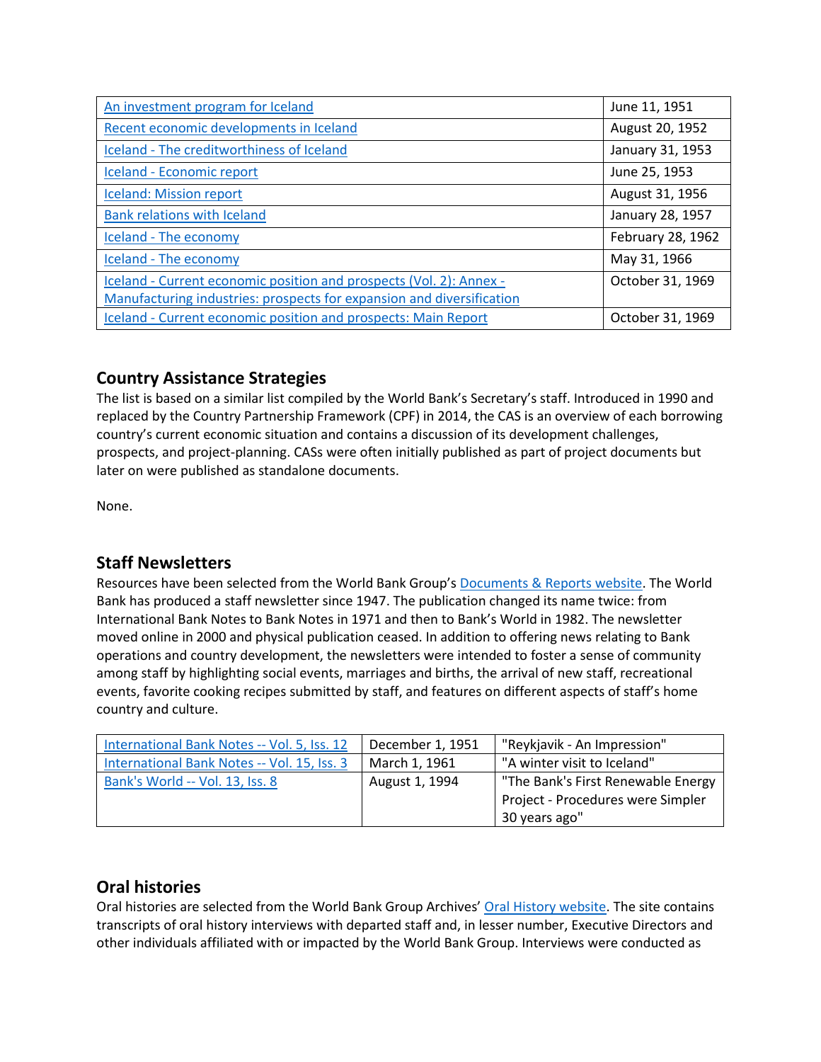| | |
|---|---|
| An investment program for Iceland | June 11, 1951 |
| Recent economic developments in Iceland | August 20, 1952 |
| Iceland - The creditworthiness of Iceland | January 31, 1953 |
| Iceland - Economic report | June 25, 1953 |
| Iceland: Mission report | August 31, 1956 |
| Bank relations with Iceland | January 28, 1957 |
| Iceland - The economy | February 28, 1962 |
| Iceland - The economy | May 31, 1966 |
| Iceland - Current economic position and prospects (Vol. 2): Annex - Manufacturing industries: prospects for expansion and diversification | October 31, 1969 |
| Iceland - Current economic position and prospects: Main Report | October 31, 1969 |

## Country Assistance Strategies

The list is based on a similar list compiled by the World Bank's Secretary's staff. Introduced in 1990 and replaced by the Country Partnership Framework (CPF) in 2014, the CAS is an overview of each borrowing country's current economic situation and contains a discussion of its development challenges, prospects, and project-planning. CASs were often initially published as part of project documents but later on were published as standalone documents.

None.

## Staff Newsletters

Resources have been selected from the World Bank Group's Documents & Reports website. The World Bank has produced a staff newsletter since 1947. The publication changed its name twice: from International Bank Notes to Bank Notes in 1971 and then to Bank's World in 1982. The newsletter moved online in 2000 and physical publication ceased. In addition to offering news relating to Bank operations and country development, the newsletters were intended to foster a sense of community among staff by highlighting social events, marriages and births, the arrival of new staff, recreational events, favorite cooking recipes submitted by staff, and features on different aspects of staff's home country and culture.

| | | |
|---|---|---|
| International Bank Notes -- Vol. 5, Iss. 12 | December 1, 1951 | "Reykjavik - An Impression" |
| International Bank Notes -- Vol. 15, Iss. 3 | March 1, 1961 | "A winter visit to Iceland" |
| Bank's World -- Vol. 13, Iss. 8 | August 1, 1994 | "The Bank's First Renewable Energy Project - Procedures were Simpler 30 years ago" |

## Oral histories

Oral histories are selected from the World Bank Group Archives' Oral History website. The site contains transcripts of oral history interviews with departed staff and, in lesser number, Executive Directors and other individuals affiliated with or impacted by the World Bank Group. Interviews were conducted as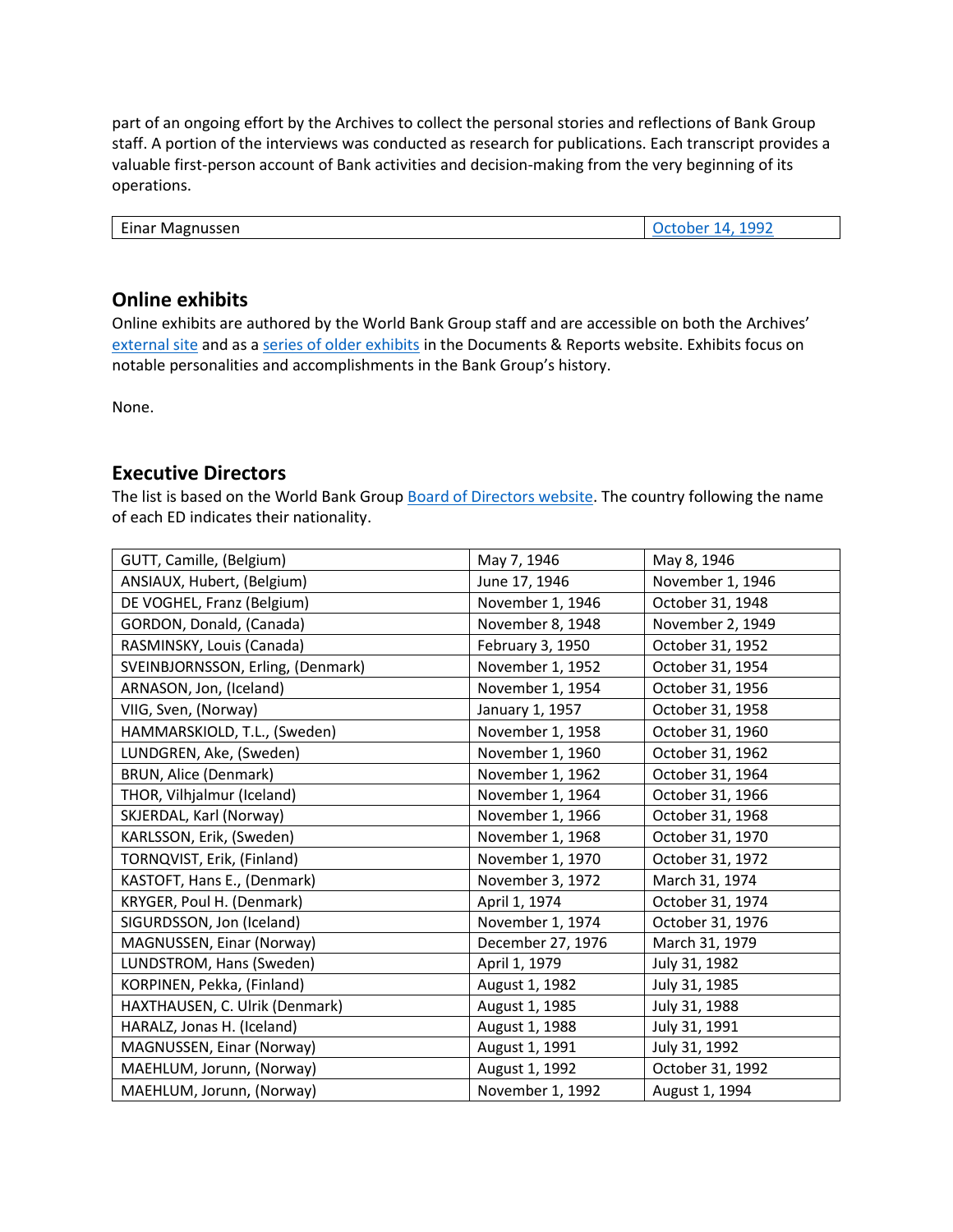part of an ongoing effort by the Archives to collect the personal stories and reflections of Bank Group staff. A portion of the interviews was conducted as research for publications. Each transcript provides a valuable first-person account of Bank activities and decision-making from the very beginning of its operations.

| Einar Magnussen | October 14, 1992 |
|---|---|

## Online exhibits

Online exhibits are authored by the World Bank Group staff and are accessible on both the Archives' external site and as a series of older exhibits in the Documents & Reports website. Exhibits focus on notable personalities and accomplishments in the Bank Group's history.

None.

## Executive Directors

The list is based on the World Bank Group Board of Directors website. The country following the name of each ED indicates their nationality.

| | | |
|---|---|---|
| GUTT, Camille, (Belgium) | May 7, 1946 | May 8, 1946 |
| ANSIAUX, Hubert, (Belgium) | June 17, 1946 | November 1, 1946 |
| DE VOGHEL, Franz (Belgium) | November 1, 1946 | October 31, 1948 |
| GORDON, Donald, (Canada) | November 8, 1948 | November 2, 1949 |
| RASMINSKY, Louis (Canada) | February 3, 1950 | October 31, 1952 |
| SVEINBJORNSSON, Erling, (Denmark) | November 1, 1952 | October 31, 1954 |
| ARNASON, Jon, (Iceland) | November 1, 1954 | October 31, 1956 |
| VIIG, Sven, (Norway) | January 1, 1957 | October 31, 1958 |
| HAMMARSKIOLD, T.L., (Sweden) | November 1, 1958 | October 31, 1960 |
| LUNDGREN, Ake, (Sweden) | November 1, 1960 | October 31, 1962 |
| BRUN, Alice (Denmark) | November 1, 1962 | October 31, 1964 |
| THOR, Vilhjalmur (Iceland) | November 1, 1964 | October 31, 1966 |
| SKJERDAL, Karl (Norway) | November 1, 1966 | October 31, 1968 |
| KARLSSON, Erik, (Sweden) | November 1, 1968 | October 31, 1970 |
| TORNQVIST, Erik, (Finland) | November 1, 1970 | October 31, 1972 |
| KASTOFT, Hans E., (Denmark) | November 3, 1972 | March 31, 1974 |
| KRYGER, Poul H. (Denmark) | April 1, 1974 | October 31, 1974 |
| SIGURDSSON, Jon (Iceland) | November 1, 1974 | October 31, 1976 |
| MAGNUSSEN, Einar (Norway) | December 27, 1976 | March 31, 1979 |
| LUNDSTROM, Hans (Sweden) | April 1, 1979 | July 31, 1982 |
| KORPINEN, Pekka, (Finland) | August 1, 1982 | July 31, 1985 |
| HAXTHAUSEN, C. Ulrik (Denmark) | August 1, 1985 | July 31, 1988 |
| HARALZ, Jonas H. (Iceland) | August 1, 1988 | July 31, 1991 |
| MAGNUSSEN, Einar (Norway) | August 1, 1991 | July 31, 1992 |
| MAEHLUM, Jorunn, (Norway) | August 1, 1992 | October 31, 1992 |
| MAEHLUM, Jorunn, (Norway) | November 1, 1992 | August 1, 1994 |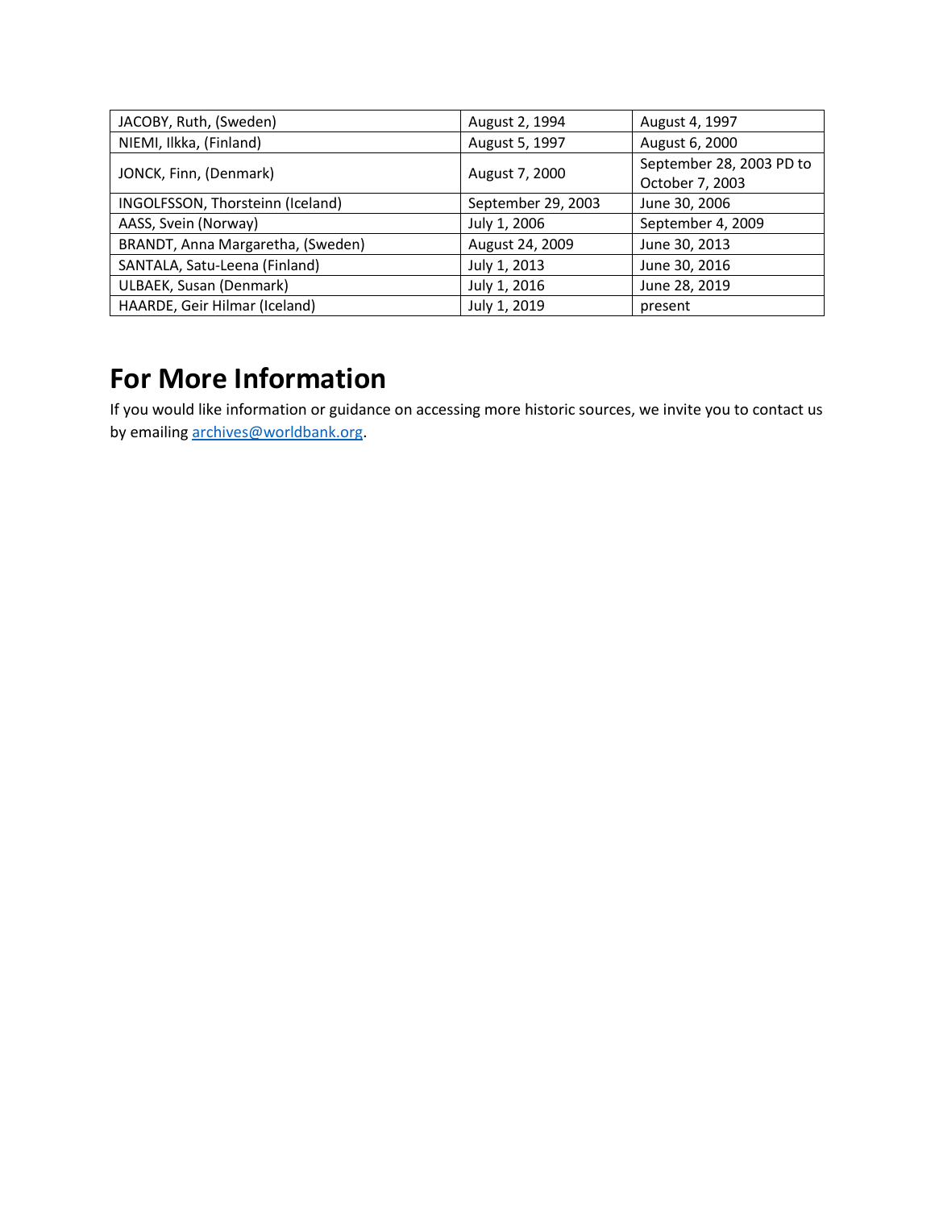| | | |
|---|---|---|
| JACOBY, Ruth, (Sweden) | August 2, 1994 | August 4, 1997 |
| NIEMI, Ilkka, (Finland) | August 5, 1997 | August 6, 2000 |
| JONCK, Finn, (Denmark) | August 7, 2000 | September 28, 2003 PD to October 7, 2003 |
| INGOLFSSON, Thorsteinn (Iceland) | September 29, 2003 | June 30, 2006 |
| AASS, Svein (Norway) | July 1, 2006 | September 4, 2009 |
| BRANDT, Anna Margaretha, (Sweden) | August 24, 2009 | June 30, 2013 |
| SANTALA, Satu-Leena (Finland) | July 1, 2013 | June 30, 2016 |
| ULBAEK, Susan (Denmark) | July 1, 2016 | June 28, 2019 |
| HAARDE, Geir Hilmar (Iceland) | July 1, 2019 | present |

# For More Information

If you would like information or guidance on accessing more historic sources, we invite you to contact us by emailing archives@worldbank.org.